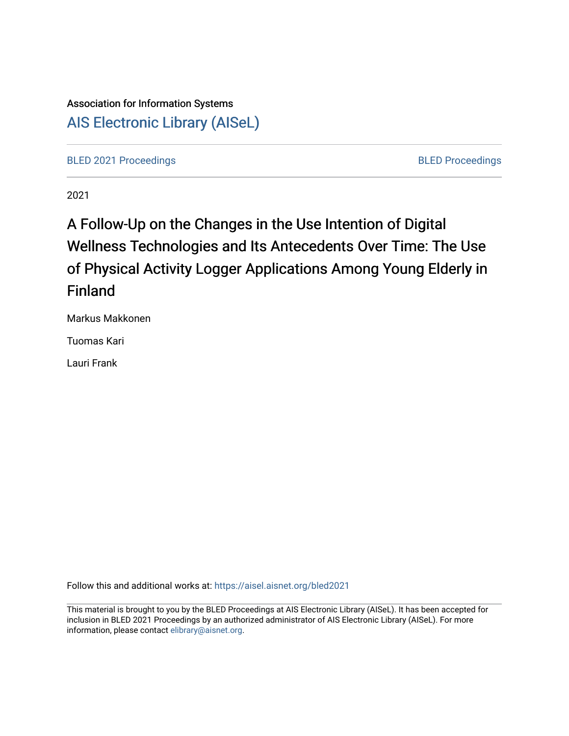Association for Information Systems

[AIS Electronic Library (AISeL)](https://aisel.aisnet.org/)

[BLED 2021 Proceedings](https://aisel.aisnet.org/bled2021) | [BLED Proceedings](https://aisel.aisnet.org/bled)

2021

# A Follow-Up on the Changes in the Use Intention of Digital Wellness Technologies and Its Antecedents Over Time: The Use of Physical Activity Logger Applications Among Young Elderly in Finland

Markus Makkonen

Tuomas Kari

Lauri Frank

Follow this and additional works at: https://aisel.aisnet.org/bled2021

This material is brought to you by the BLED Proceedings at AIS Electronic Library (AISeL). It has been accepted for inclusion in BLED 2021 Proceedings by an authorized administrator of AIS Electronic Library (AISeL). For more information, please contact elibrary@aisnet.org.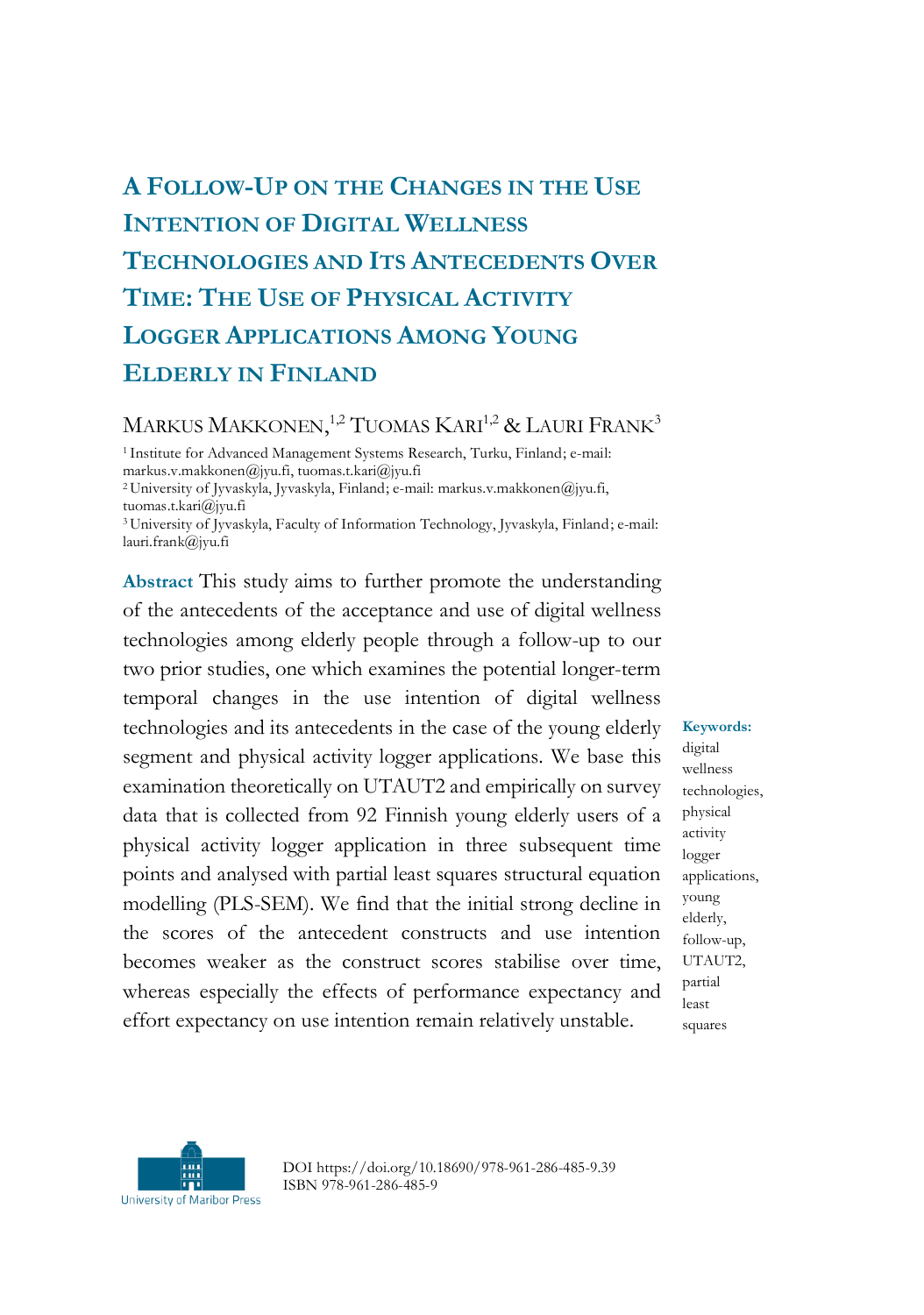# A Follow-Up on the Changes in the Use Intention of Digital Wellness Technologies and Its Antecedents Over Time: The Use of Physical Activity Logger Applications Among Young Elderly in Finland

Markus Makkonen,[1,2] Tuomas Kari[1,2] & Lauri Frank[3]

[1] Institute for Advanced Management Systems Research, Turku, Finland; e-mail: markus.v.makkonen@jyu.fi, tuomas.t.kari@jyu.fi
[2] University of Jyvaskyla, Jyvaskyla, Finland; e-mail: markus.v.makkonen@jyu.fi, tuomas.t.kari@jyu.fi
[3] University of Jyvaskyla, Faculty of Information Technology, Jyvaskyla, Finland; e-mail: lauri.frank@jyu.fi

**Abstract** This study aims to further promote the understanding of the antecedents of the acceptance and use of digital wellness technologies among elderly people through a follow-up to our two prior studies, one which examines the potential longer-term temporal changes in the use intention of digital wellness technologies and its antecedents in the case of the young elderly segment and physical activity logger applications. We base this examination theoretically on UTAUT2 and empirically on survey data that is collected from 92 Finnish young elderly users of a physical activity logger application in three subsequent time points and analysed with partial least squares structural equation modelling (PLS-SEM). We find that the initial strong decline in the scores of the antecedent constructs and use intention becomes weaker as the construct scores stabilise over time, whereas especially the effects of performance expectancy and effort expectancy on use intention remain relatively unstable.

**Keywords:** digital wellness technologies, physical activity logger applications, young elderly, follow-up, UTAUT2, partial least squares

DOI https://doi.org/10.18690/978-961-286-485-9.39
ISBN 978-961-286-485-9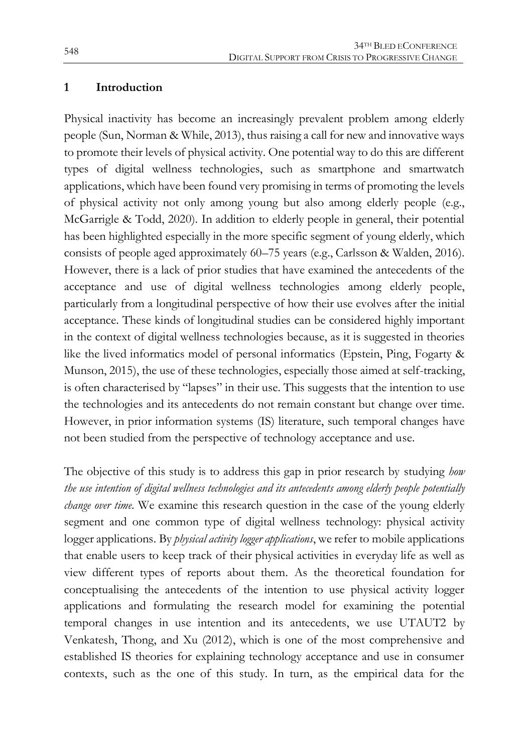## 1 Introduction

Physical inactivity has become an increasingly prevalent problem among elderly people (Sun, Norman & While, 2013), thus raising a call for new and innovative ways to promote their levels of physical activity. One potential way to do this are different types of digital wellness technologies, such as smartphone and smartwatch applications, which have been found very promising in terms of promoting the levels of physical activity not only among young but also among elderly people (e.g., McGarrigle & Todd, 2020). In addition to elderly people in general, their potential has been highlighted especially in the more specific segment of young elderly, which consists of people aged approximately 60–75 years (e.g., Carlsson & Walden, 2016). However, there is a lack of prior studies that have examined the antecedents of the acceptance and use of digital wellness technologies among elderly people, particularly from a longitudinal perspective of how their use evolves after the initial acceptance. These kinds of longitudinal studies can be considered highly important in the context of digital wellness technologies because, as it is suggested in theories like the lived informatics model of personal informatics (Epstein, Ping, Fogarty & Munson, 2015), the use of these technologies, especially those aimed at self-tracking, is often characterised by "lapses" in their use. This suggests that the intention to use the technologies and its antecedents do not remain constant but change over time. However, in prior information systems (IS) literature, such temporal changes have not been studied from the perspective of technology acceptance and use.

The objective of this study is to address this gap in prior research by studying *how the use intention of digital wellness technologies and its antecedents among elderly people potentially change over time*. We examine this research question in the case of the young elderly segment and one common type of digital wellness technology: physical activity logger applications. By *physical activity logger applications*, we refer to mobile applications that enable users to keep track of their physical activities in everyday life as well as view different types of reports about them. As the theoretical foundation for conceptualising the antecedents of the intention to use physical activity logger applications and formulating the research model for examining the potential temporal changes in use intention and its antecedents, we use UTAUT2 by Venkatesh, Thong, and Xu (2012), which is one of the most comprehensive and established IS theories for explaining technology acceptance and use in consumer contexts, such as the one of this study. In turn, as the empirical data for the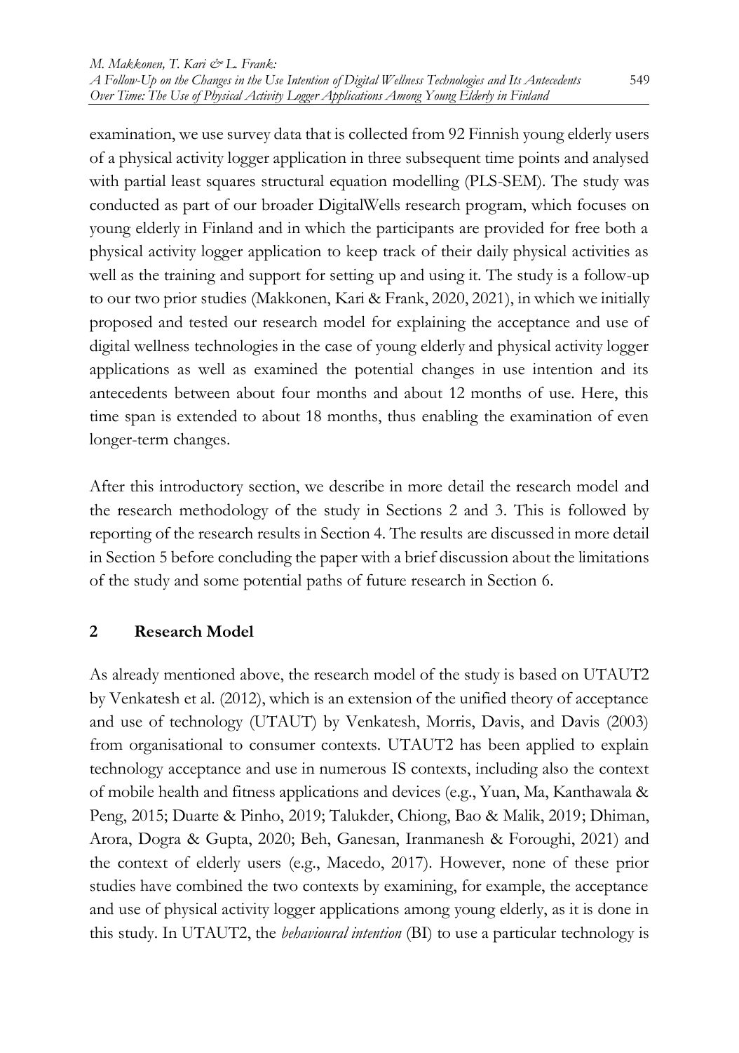examination, we use survey data that is collected from 92 Finnish young elderly users of a physical activity logger application in three subsequent time points and analysed with partial least squares structural equation modelling (PLS-SEM). The study was conducted as part of our broader DigitalWells research program, which focuses on young elderly in Finland and in which the participants are provided for free both a physical activity logger application to keep track of their daily physical activities as well as the training and support for setting up and using it. The study is a follow-up to our two prior studies (Makkonen, Kari & Frank, 2020, 2021), in which we initially proposed and tested our research model for explaining the acceptance and use of digital wellness technologies in the case of young elderly and physical activity logger applications as well as examined the potential changes in use intention and its antecedents between about four months and about 12 months of use. Here, this time span is extended to about 18 months, thus enabling the examination of even longer-term changes.

After this introductory section, we describe in more detail the research model and the research methodology of the study in Sections 2 and 3. This is followed by reporting of the research results in Section 4. The results are discussed in more detail in Section 5 before concluding the paper with a brief discussion about the limitations of the study and some potential paths of future research in Section 6.

## 2 Research Model

As already mentioned above, the research model of the study is based on UTAUT2 by Venkatesh et al. (2012), which is an extension of the unified theory of acceptance and use of technology (UTAUT) by Venkatesh, Morris, Davis, and Davis (2003) from organisational to consumer contexts. UTAUT2 has been applied to explain technology acceptance and use in numerous IS contexts, including also the context of mobile health and fitness applications and devices (e.g., Yuan, Ma, Kanthawala & Peng, 2015; Duarte & Pinho, 2019; Talukder, Chiong, Bao & Malik, 2019; Dhiman, Arora, Dogra & Gupta, 2020; Beh, Ganesan, Iranmanesh & Foroughi, 2021) and the context of elderly users (e.g., Macedo, 2017). However, none of these prior studies have combined the two contexts by examining, for example, the acceptance and use of physical activity logger applications among young elderly, as it is done in this study. In UTAUT2, the *behavioural intention* (BI) to use a particular technology is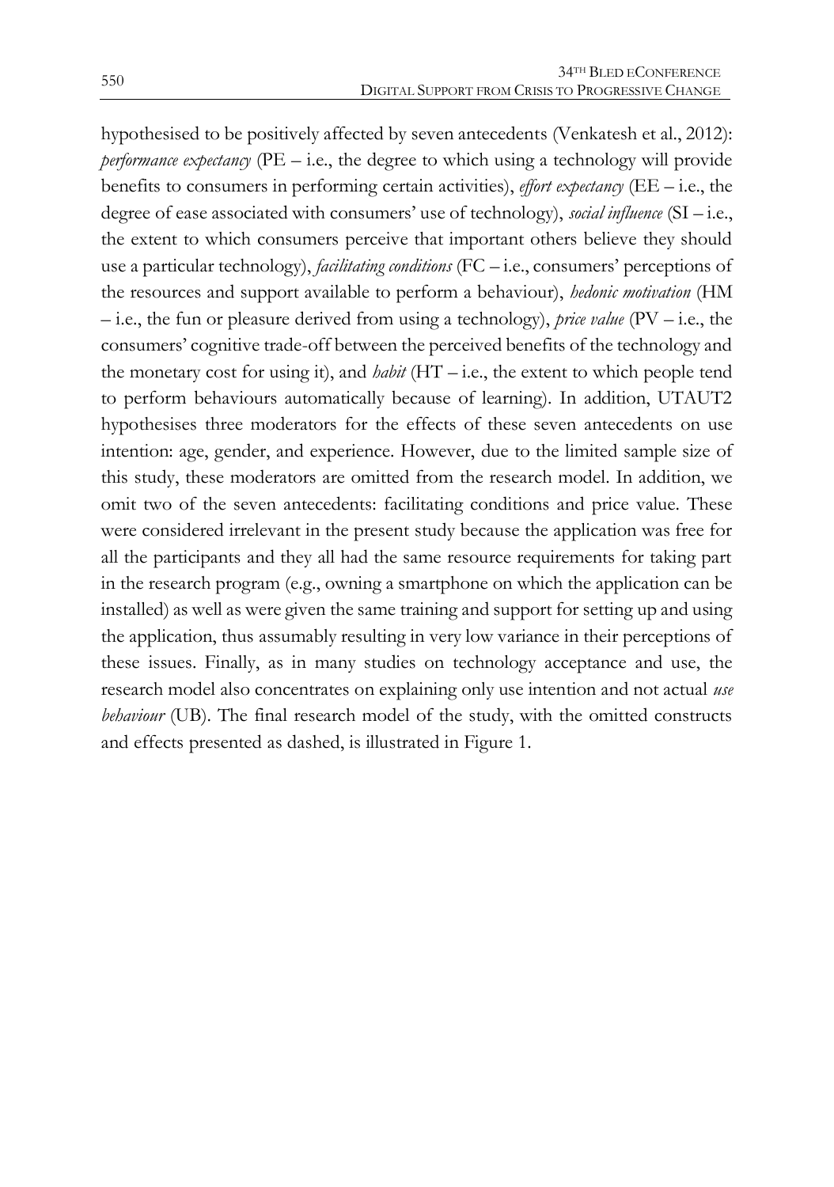hypothesised to be positively affected by seven antecedents (Venkatesh et al., 2012): *performance expectancy* (PE – i.e., the degree to which using a technology will provide benefits to consumers in performing certain activities), *effort expectancy* (EE – i.e., the degree of ease associated with consumers' use of technology), *social influence* (SI – i.e., the extent to which consumers perceive that important others believe they should use a particular technology), *facilitating conditions* (FC – i.e., consumers' perceptions of the resources and support available to perform a behaviour), *hedonic motivation* (HM – i.e., the fun or pleasure derived from using a technology), *price value* (PV – i.e., the consumers' cognitive trade-off between the perceived benefits of the technology and the monetary cost for using it), and *habit* (HT – i.e., the extent to which people tend to perform behaviours automatically because of learning). In addition, UTAUT2 hypothesises three moderators for the effects of these seven antecedents on use intention: age, gender, and experience. However, due to the limited sample size of this study, these moderators are omitted from the research model. In addition, we omit two of the seven antecedents: facilitating conditions and price value. These were considered irrelevant in the present study because the application was free for all the participants and they all had the same resource requirements for taking part in the research program (e.g., owning a smartphone on which the application can be installed) as well as were given the same training and support for setting up and using the application, thus assumably resulting in very low variance in their perceptions of these issues. Finally, as in many studies on technology acceptance and use, the research model also concentrates on explaining only use intention and not actual *use behaviour* (UB). The final research model of the study, with the omitted constructs and effects presented as dashed, is illustrated in Figure 1.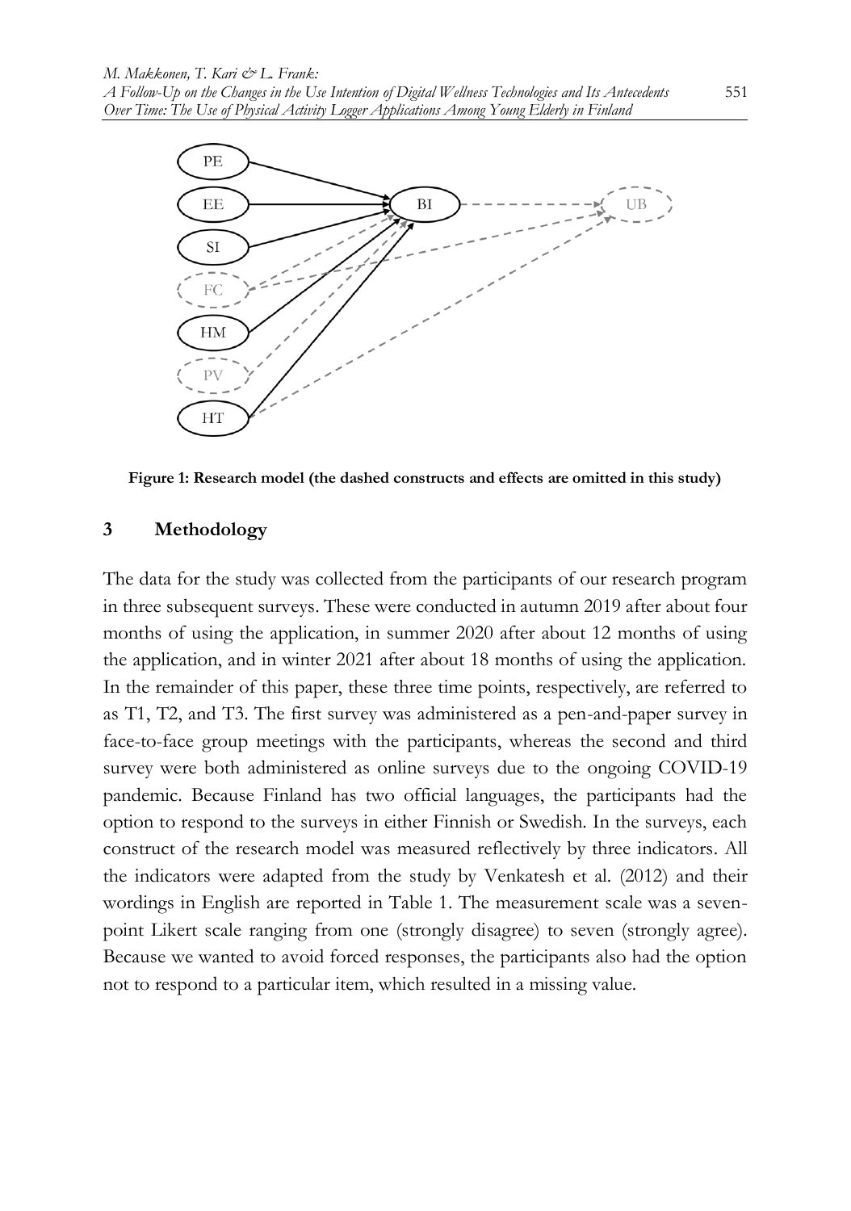Figure 1: Research model (the dashed constructs and effects are omitted in this study)

## 3 Methodology

The data for the study was collected from the participants of our research program in three subsequent surveys. These were conducted in autumn 2019 after about four months of using the application, in summer 2020 after about 12 months of using the application, and in winter 2021 after about 18 months of using the application. In the remainder of this paper, these three time points, respectively, are referred to as T1, T2, and T3. The first survey was administered as a pen-and-paper survey in face-to-face group meetings with the participants, whereas the second and third survey were both administered as online surveys due to the ongoing COVID-19 pandemic. Because Finland has two official languages, the participants had the option to respond to the surveys in either Finnish or Swedish. In the surveys, each construct of the research model was measured reflectively by three indicators. All the indicators were adapted from the study by Venkatesh et al. (2012) and their wordings in English are reported in Table 1. The measurement scale was a seven-point Likert scale ranging from one (strongly disagree) to seven (strongly agree). Because we wanted to avoid forced responses, the participants also had the option not to respond to a particular item, which resulted in a missing value.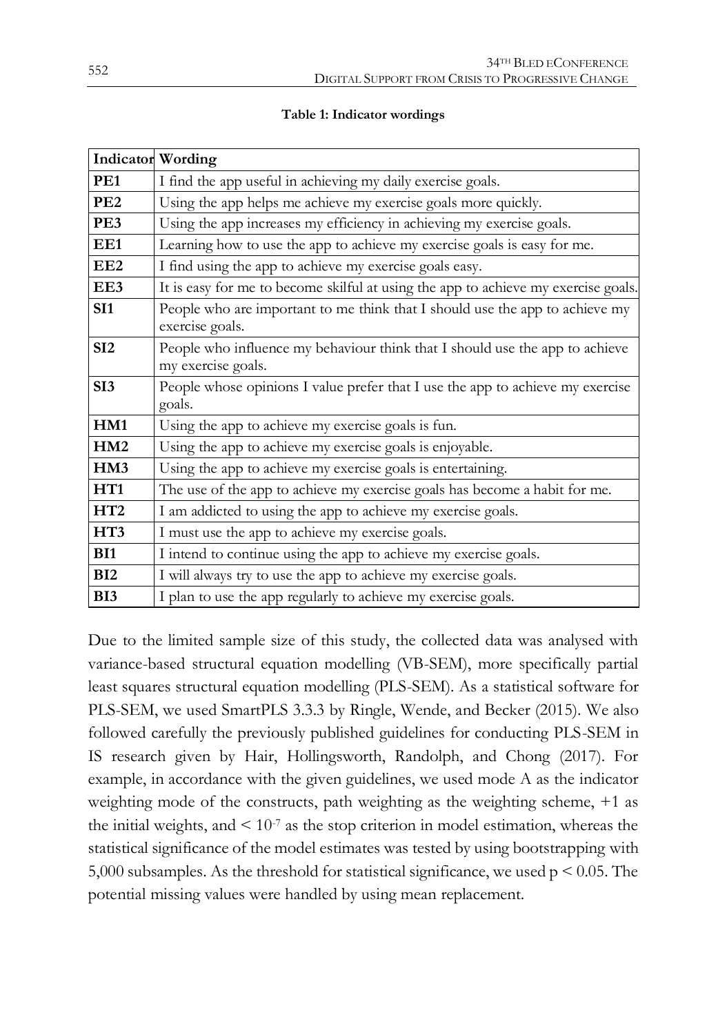**Table 1: Indicator wordings**

| Indicator | Wording |
|---|---|
| **PE1** | I find the app useful in achieving my daily exercise goals. |
| **PE2** | Using the app helps me achieve my exercise goals more quickly. |
| **PE3** | Using the app increases my efficiency in achieving my exercise goals. |
| **EE1** | Learning how to use the app to achieve my exercise goals is easy for me. |
| **EE2** | I find using the app to achieve my exercise goals easy. |
| **EE3** | It is easy for me to become skilful at using the app to achieve my exercise goals. |
| **SI1** | People who are important to me think that I should use the app to achieve my exercise goals. |
| **SI2** | People who influence my behaviour think that I should use the app to achieve my exercise goals. |
| **SI3** | People whose opinions I value prefer that I use the app to achieve my exercise goals. |
| **HM1** | Using the app to achieve my exercise goals is fun. |
| **HM2** | Using the app to achieve my exercise goals is enjoyable. |
| **HM3** | Using the app to achieve my exercise goals is entertaining. |
| **HT1** | The use of the app to achieve my exercise goals has become a habit for me. |
| **HT2** | I am addicted to using the app to achieve my exercise goals. |
| **HT3** | I must use the app to achieve my exercise goals. |
| **BI1** | I intend to continue using the app to achieve my exercise goals. |
| **BI2** | I will always try to use the app to achieve my exercise goals. |
| **BI3** | I plan to use the app regularly to achieve my exercise goals. |

Due to the limited sample size of this study, the collected data was analysed with variance-based structural equation modelling (VB-SEM), more specifically partial least squares structural equation modelling (PLS-SEM). As a statistical software for PLS-SEM, we used SmartPLS 3.3.3 by Ringle, Wende, and Becker (2015). We also followed carefully the previously published guidelines for conducting PLS-SEM in IS research given by Hair, Hollingsworth, Randolph, and Chong (2017). For example, in accordance with the given guidelines, we used mode A as the indicator weighting mode of the constructs, path weighting as the weighting scheme, +1 as the initial weights, and $< 10^{-7}$ as the stop criterion in model estimation, whereas the statistical significance of the model estimates was tested by using bootstrapping with 5,000 subsamples. As the threshold for statistical significance, we used $p < 0.05$. The potential missing values were handled by using mean replacement.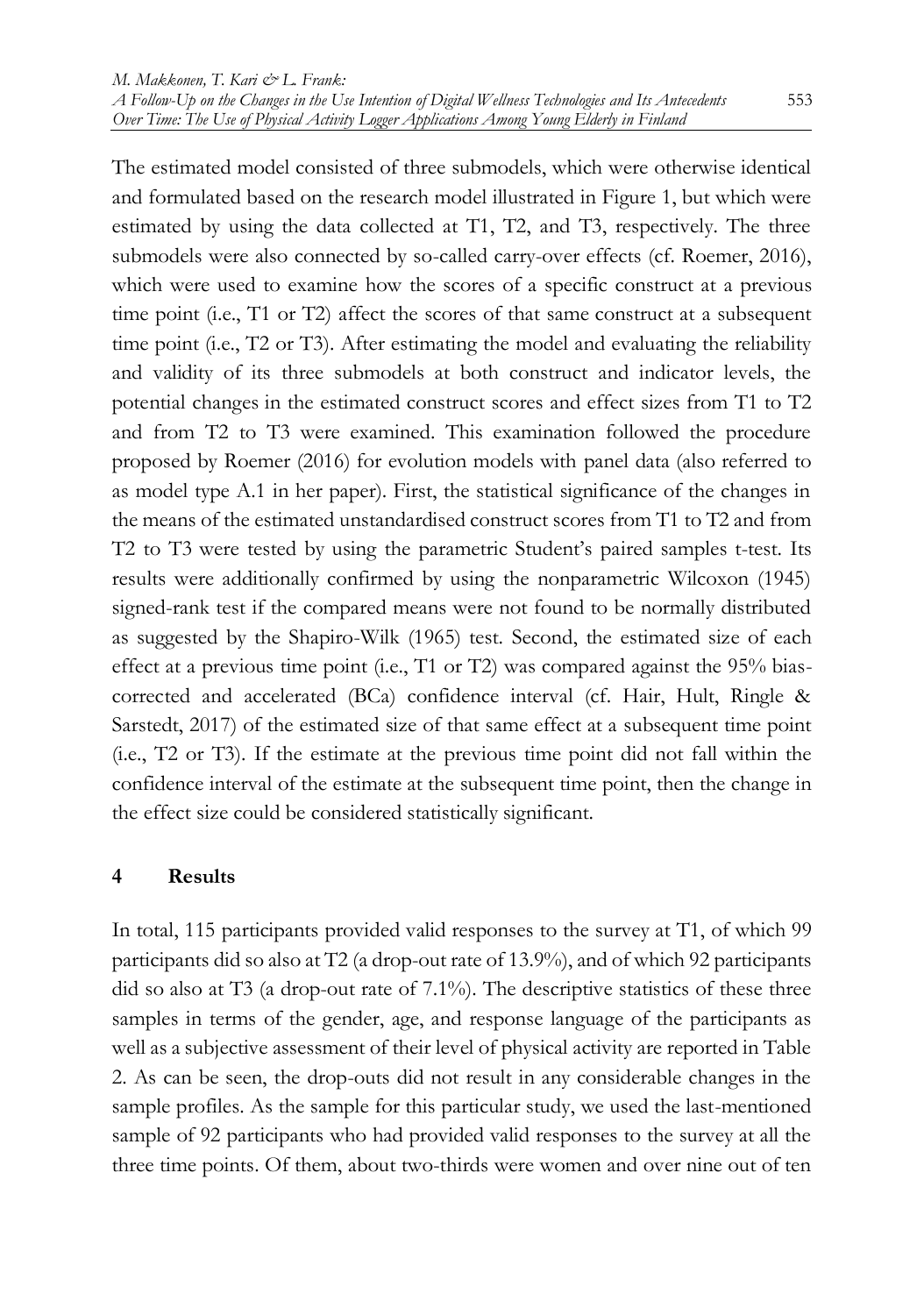The estimated model consisted of three submodels, which were otherwise identical and formulated based on the research model illustrated in Figure 1, but which were estimated by using the data collected at T1, T2, and T3, respectively. The three submodels were also connected by so-called carry-over effects (cf. Roemer, 2016), which were used to examine how the scores of a specific construct at a previous time point (i.e., T1 or T2) affect the scores of that same construct at a subsequent time point (i.e., T2 or T3). After estimating the model and evaluating the reliability and validity of its three submodels at both construct and indicator levels, the potential changes in the estimated construct scores and effect sizes from T1 to T2 and from T2 to T3 were examined. This examination followed the procedure proposed by Roemer (2016) for evolution models with panel data (also referred to as model type A.1 in her paper). First, the statistical significance of the changes in the means of the estimated unstandardised construct scores from T1 to T2 and from T2 to T3 were tested by using the parametric Student's paired samples t-test. Its results were additionally confirmed by using the nonparametric Wilcoxon (1945) signed-rank test if the compared means were not found to be normally distributed as suggested by the Shapiro-Wilk (1965) test. Second, the estimated size of each effect at a previous time point (i.e., T1 or T2) was compared against the 95% bias-corrected and accelerated (BCa) confidence interval (cf. Hair, Hult, Ringle & Sarstedt, 2017) of the estimated size of that same effect at a subsequent time point (i.e., T2 or T3). If the estimate at the previous time point did not fall within the confidence interval of the estimate at the subsequent time point, then the change in the effect size could be considered statistically significant.

## 4 Results

In total, 115 participants provided valid responses to the survey at T1, of which 99 participants did so also at T2 (a drop-out rate of 13.9%), and of which 92 participants did so also at T3 (a drop-out rate of 7.1%). The descriptive statistics of these three samples in terms of the gender, age, and response language of the participants as well as a subjective assessment of their level of physical activity are reported in Table 2. As can be seen, the drop-outs did not result in any considerable changes in the sample profiles. As the sample for this particular study, we used the last-mentioned sample of 92 participants who had provided valid responses to the survey at all the three time points. Of them, about two-thirds were women and over nine out of ten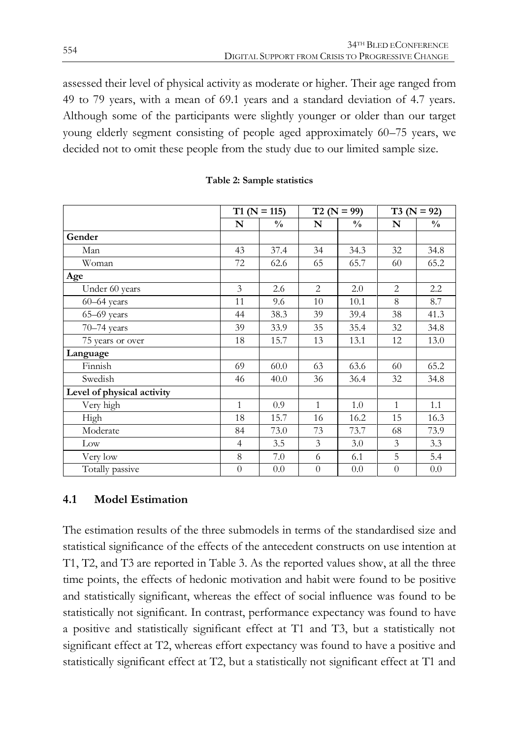assessed their level of physical activity as moderate or higher. Their age ranged from 49 to 79 years, with a mean of 69.1 years and a standard deviation of 4.7 years. Although some of the participants were slightly younger or older than our target young elderly segment consisting of people aged approximately 60–75 years, we decided not to omit these people from the study due to our limited sample size.

**Table 2: Sample statistics**

| | T1 (N = 115) | | T2 (N = 99) | | T3 (N = 92) | |
|---|---|---|---|---|---|---|
| | N | % | N | % | N | % |
| **Gender** | | | | | | |
| Man | 43 | 37.4 | 34 | 34.3 | 32 | 34.8 |
| Woman | 72 | 62.6 | 65 | 65.7 | 60 | 65.2 |
| **Age** | | | | | | |
| Under 60 years | 3 | 2.6 | 2 | 2.0 | 2 | 2.2 |
| 60–64 years | 11 | 9.6 | 10 | 10.1 | 8 | 8.7 |
| 65–69 years | 44 | 38.3 | 39 | 39.4 | 38 | 41.3 |
| 70–74 years | 39 | 33.9 | 35 | 35.4 | 32 | 34.8 |
| 75 years or over | 18 | 15.7 | 13 | 13.1 | 12 | 13.0 |
| **Language** | | | | | | |
| Finnish | 69 | 60.0 | 63 | 63.6 | 60 | 65.2 |
| Swedish | 46 | 40.0 | 36 | 36.4 | 32 | 34.8 |
| **Level of physical activity** | | | | | | |
| Very high | 1 | 0.9 | 1 | 1.0 | 1 | 1.1 |
| High | 18 | 15.7 | 16 | 16.2 | 15 | 16.3 |
| Moderate | 84 | 73.0 | 73 | 73.7 | 68 | 73.9 |
| Low | 4 | 3.5 | 3 | 3.0 | 3 | 3.3 |
| Very low | 8 | 7.0 | 6 | 6.1 | 5 | 5.4 |
| Totally passive | 0 | 0.0 | 0 | 0.0 | 0 | 0.0 |

### 4.1 Model Estimation

The estimation results of the three submodels in terms of the standardised size and statistical significance of the effects of the antecedent constructs on use intention at T1, T2, and T3 are reported in Table 3. As the reported values show, at all the three time points, the effects of hedonic motivation and habit were found to be positive and statistically significant, whereas the effect of social influence was found to be statistically not significant. In contrast, performance expectancy was found to have a positive and statistically significant effect at T1 and T3, but a statistically not significant effect at T2, whereas effort expectancy was found to have a positive and statistically significant effect at T2, but a statistically not significant effect at T1 and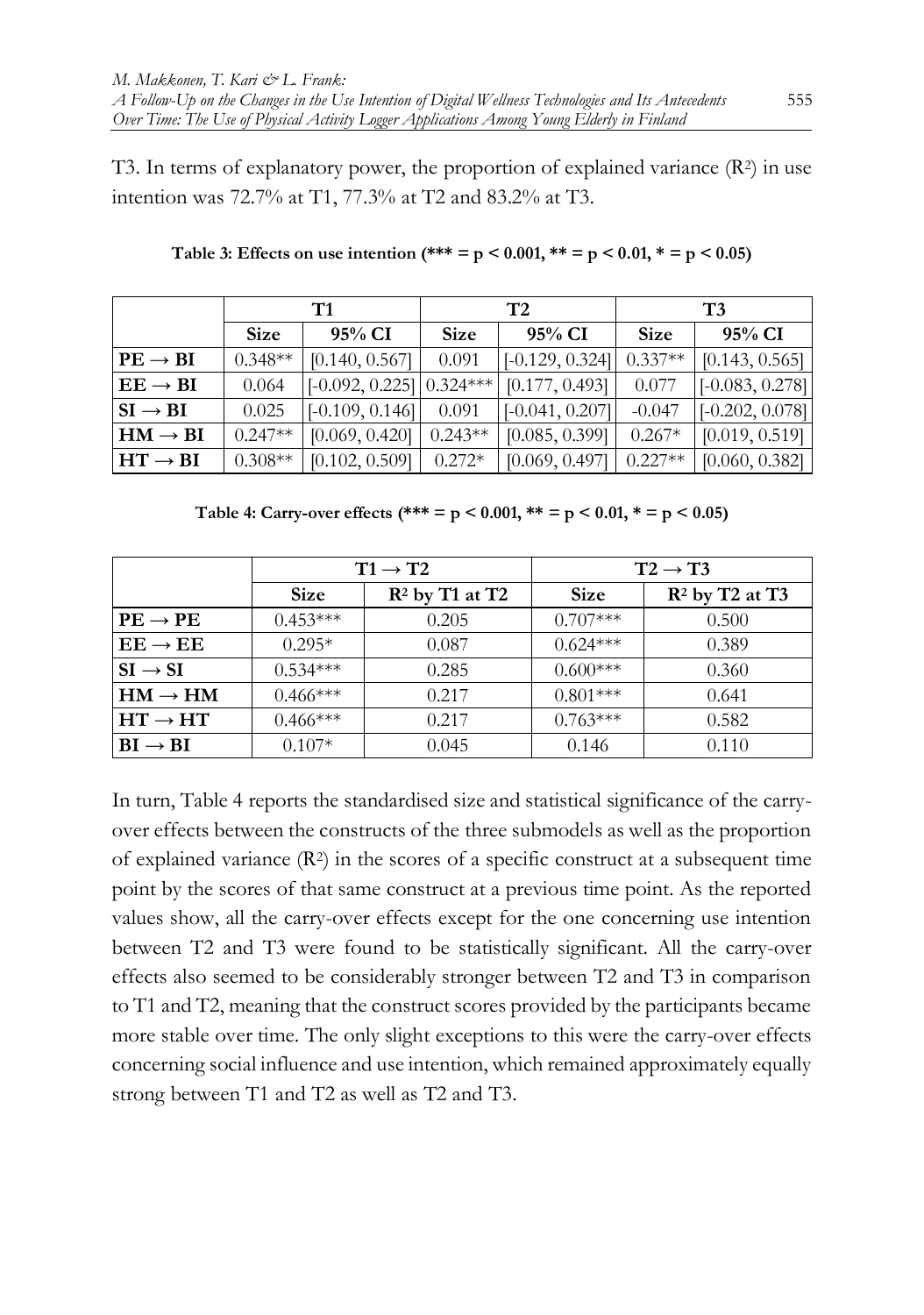T3. In terms of explanatory power, the proportion of explained variance ($R^2$) in use intention was 72.7% at T1, 77.3% at T2 and 83.2% at T3.

**Table 3: Effects on use intention (*** = $p < 0.001$, ** = $p < 0.01$, * = $p < 0.05$)**

| | T1 | | T2 | | T3 | |
|---|---|---|---|---|---|---|
| | **Size** | **95% CI** | **Size** | **95% CI** | **Size** | **95% CI** |
| **PE → BI** | 0.348** | [0.140, 0.567] | 0.091 | [-0.129, 0.324] | 0.337** | [0.143, 0.565] |
| **EE → BI** | 0.064 | [-0.092, 0.225] | 0.324*** | [0.177, 0.493] | 0.077 | [-0.083, 0.278] |
| **SI → BI** | 0.025 | [-0.109, 0.146] | 0.091 | [-0.041, 0.207] | -0.047 | [-0.202, 0.078] |
| **HM → BI** | 0.247** | [0.069, 0.420] | 0.243** | [0.085, 0.399] | 0.267* | [0.019, 0.519] |
| **HT → BI** | 0.308** | [0.102, 0.509] | 0.272* | [0.069, 0.497] | 0.227** | [0.060, 0.382] |

**Table 4: Carry-over effects (*** = $p < 0.001$, ** = $p < 0.01$, * = $p < 0.05$)**

| | T1 → T2 | | T2 → T3 | |
|---|---|---|---|---|
| | **Size** | **$R^2$ by T1 at T2** | **Size** | **$R^2$ by T2 at T3** |
| **PE → PE** | 0.453*** | 0.205 | 0.707*** | 0.500 |
| **EE → EE** | 0.295* | 0.087 | 0.624*** | 0.389 |
| **SI → SI** | 0.534*** | 0.285 | 0.600*** | 0.360 |
| **HM → HM** | 0.466*** | 0.217 | 0.801*** | 0.641 |
| **HT → HT** | 0.466*** | 0.217 | 0.763*** | 0.582 |
| **BI → BI** | 0.107* | 0.045 | 0.146 | 0.110 |

In turn, Table 4 reports the standardised size and statistical significance of the carry-over effects between the constructs of the three submodels as well as the proportion of explained variance ($R^2$) in the scores of a specific construct at a subsequent time point by the scores of that same construct at a previous time point. As the reported values show, all the carry-over effects except for the one concerning use intention between T2 and T3 were found to be statistically significant. All the carry-over effects also seemed to be considerably stronger between T2 and T3 in comparison to T1 and T2, meaning that the construct scores provided by the participants became more stable over time. The only slight exceptions to this were the carry-over effects concerning social influence and use intention, which remained approximately equally strong between T1 and T2 as well as T2 and T3.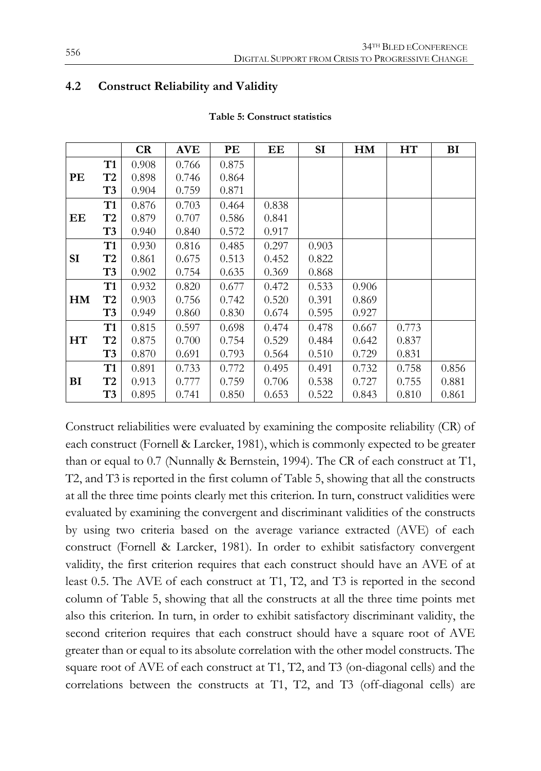## 4.2 Construct Reliability and Validity

**Table 5: Construct statistics**

| | | CR | AVE | PE | EE | SI | HM | HT | BI |
|---|---|---|---|---|---|---|---|---|---|
| PE | T1 | 0.908 | 0.766 | 0.875 | | | | | |
| | T2 | 0.898 | 0.746 | 0.864 | | | | | |
| | T3 | 0.904 | 0.759 | 0.871 | | | | | |
| EE | T1 | 0.876 | 0.703 | 0.464 | 0.838 | | | | |
| | T2 | 0.879 | 0.707 | 0.586 | 0.841 | | | | |
| | T3 | 0.940 | 0.840 | 0.572 | 0.917 | | | | |
| SI | T1 | 0.930 | 0.816 | 0.485 | 0.297 | 0.903 | | | |
| | T2 | 0.861 | 0.675 | 0.513 | 0.452 | 0.822 | | | |
| | T3 | 0.902 | 0.754 | 0.635 | 0.369 | 0.868 | | | |
| HM | T1 | 0.932 | 0.820 | 0.677 | 0.472 | 0.533 | 0.906 | | |
| | T2 | 0.903 | 0.756 | 0.742 | 0.520 | 0.391 | 0.869 | | |
| | T3 | 0.949 | 0.860 | 0.830 | 0.674 | 0.595 | 0.927 | | |
| HT | T1 | 0.815 | 0.597 | 0.698 | 0.474 | 0.478 | 0.667 | 0.773 | |
| | T2 | 0.875 | 0.700 | 0.754 | 0.529 | 0.484 | 0.642 | 0.837 | |
| | T3 | 0.870 | 0.691 | 0.793 | 0.564 | 0.510 | 0.729 | 0.831 | |
| BI | T1 | 0.891 | 0.733 | 0.772 | 0.495 | 0.491 | 0.732 | 0.758 | 0.856 |
| | T2 | 0.913 | 0.777 | 0.759 | 0.706 | 0.538 | 0.727 | 0.755 | 0.881 |
| | T3 | 0.895 | 0.741 | 0.850 | 0.653 | 0.522 | 0.843 | 0.810 | 0.861 |

Construct reliabilities were evaluated by examining the composite reliability (CR) of each construct (Fornell & Larcker, 1981), which is commonly expected to be greater than or equal to 0.7 (Nunnally & Bernstein, 1994). The CR of each construct at T1, T2, and T3 is reported in the first column of Table 5, showing that all the constructs at all the three time points clearly met this criterion. In turn, construct validities were evaluated by examining the convergent and discriminant validities of the constructs by using two criteria based on the average variance extracted (AVE) of each construct (Fornell & Larcker, 1981). In order to exhibit satisfactory convergent validity, the first criterion requires that each construct should have an AVE of at least 0.5. The AVE of each construct at T1, T2, and T3 is reported in the second column of Table 5, showing that all the constructs at all the three time points met also this criterion. In turn, in order to exhibit satisfactory discriminant validity, the second criterion requires that each construct should have a square root of AVE greater than or equal to its absolute correlation with the other model constructs. The square root of AVE of each construct at T1, T2, and T3 (on-diagonal cells) and the correlations between the constructs at T1, T2, and T3 (off-diagonal cells) are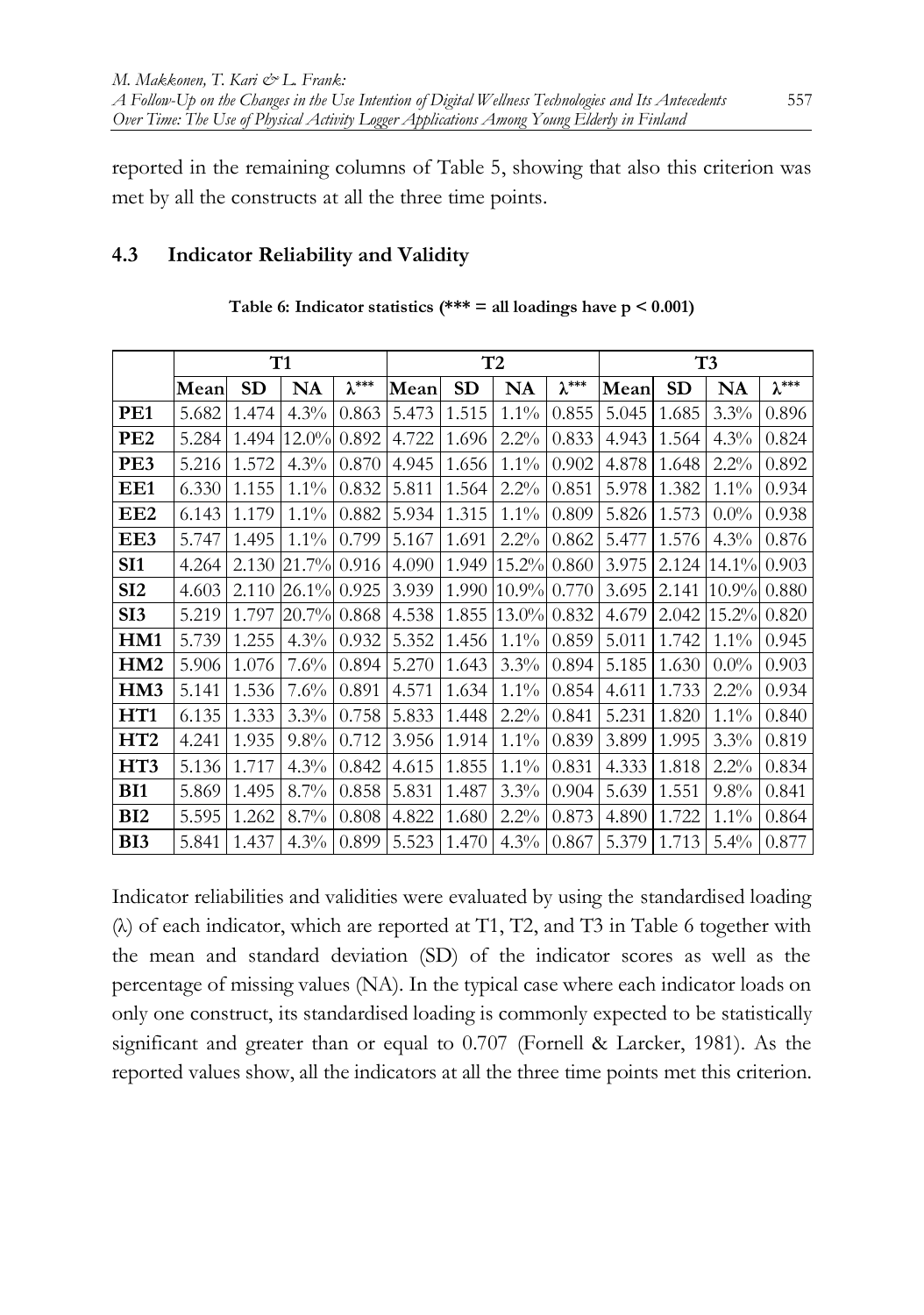reported in the remaining columns of Table 5, showing that also this criterion was met by all the constructs at all the three time points.

### 4.3 Indicator Reliability and Validity

**Table 6: Indicator statistics (*** = all loadings have p < 0.001)**

| | T1 | | | | T2 | | | | T3 | | | |
|---|---|---|---|---|---|---|---|---|---|---|---|---|
| | Mean | SD | NA | $\lambda$*** | Mean | SD | NA | $\lambda$*** | Mean | SD | NA | $\lambda$*** |
| **PE1** | 5.682 | 1.474 | 4.3% | 0.863 | 5.473 | 1.515 | 1.1% | 0.855 | 5.045 | 1.685 | 3.3% | 0.896 |
| **PE2** | 5.284 | 1.494 | 12.0% | 0.892 | 4.722 | 1.696 | 2.2% | 0.833 | 4.943 | 1.564 | 4.3% | 0.824 |
| **PE3** | 5.216 | 1.572 | 4.3% | 0.870 | 4.945 | 1.656 | 1.1% | 0.902 | 4.878 | 1.648 | 2.2% | 0.892 |
| **EE1** | 6.330 | 1.155 | 1.1% | 0.832 | 5.811 | 1.564 | 2.2% | 0.851 | 5.978 | 1.382 | 1.1% | 0.934 |
| **EE2** | 6.143 | 1.179 | 1.1% | 0.882 | 5.934 | 1.315 | 1.1% | 0.809 | 5.826 | 1.573 | 0.0% | 0.938 |
| **EE3** | 5.747 | 1.495 | 1.1% | 0.799 | 5.167 | 1.691 | 2.2% | 0.862 | 5.477 | 1.576 | 4.3% | 0.876 |
| **SI1** | 4.264 | 2.130 | 21.7% | 0.916 | 4.090 | 1.949 | 15.2% | 0.860 | 3.975 | 2.124 | 14.1% | 0.903 |
| **SI2** | 4.603 | 2.110 | 26.1% | 0.925 | 3.939 | 1.990 | 10.9% | 0.770 | 3.695 | 2.141 | 10.9% | 0.880 |
| **SI3** | 5.219 | 1.797 | 20.7% | 0.868 | 4.538 | 1.855 | 13.0% | 0.832 | 4.679 | 2.042 | 15.2% | 0.820 |
| **HM1** | 5.739 | 1.255 | 4.3% | 0.932 | 5.352 | 1.456 | 1.1% | 0.859 | 5.011 | 1.742 | 1.1% | 0.945 |
| **HM2** | 5.906 | 1.076 | 7.6% | 0.894 | 5.270 | 1.643 | 3.3% | 0.894 | 5.185 | 1.630 | 0.0% | 0.903 |
| **HM3** | 5.141 | 1.536 | 7.6% | 0.891 | 4.571 | 1.634 | 1.1% | 0.854 | 4.611 | 1.733 | 2.2% | 0.934 |
| **HT1** | 6.135 | 1.333 | 3.3% | 0.758 | 5.833 | 1.448 | 2.2% | 0.841 | 5.231 | 1.820 | 1.1% | 0.840 |
| **HT2** | 4.241 | 1.935 | 9.8% | 0.712 | 3.956 | 1.914 | 1.1% | 0.839 | 3.899 | 1.995 | 3.3% | 0.819 |
| **HT3** | 5.136 | 1.717 | 4.3% | 0.842 | 4.615 | 1.855 | 1.1% | 0.831 | 4.333 | 1.818 | 2.2% | 0.834 |
| **BI1** | 5.869 | 1.495 | 8.7% | 0.858 | 5.831 | 1.487 | 3.3% | 0.904 | 5.639 | 1.551 | 9.8% | 0.841 |
| **BI2** | 5.595 | 1.262 | 8.7% | 0.808 | 4.822 | 1.680 | 2.2% | 0.873 | 4.890 | 1.722 | 1.1% | 0.864 |
| **BI3** | 5.841 | 1.437 | 4.3% | 0.899 | 5.523 | 1.470 | 4.3% | 0.867 | 5.379 | 1.713 | 5.4% | 0.877 |

Indicator reliabilities and validities were evaluated by using the standardised loading ($\lambda$) of each indicator, which are reported at T1, T2, and T3 in Table 6 together with the mean and standard deviation (SD) of the indicator scores as well as the percentage of missing values (NA). In the typical case where each indicator loads on only one construct, its standardised loading is commonly expected to be statistically significant and greater than or equal to 0.707 (Fornell & Larcker, 1981). As the reported values show, all the indicators at all the three time points met this criterion.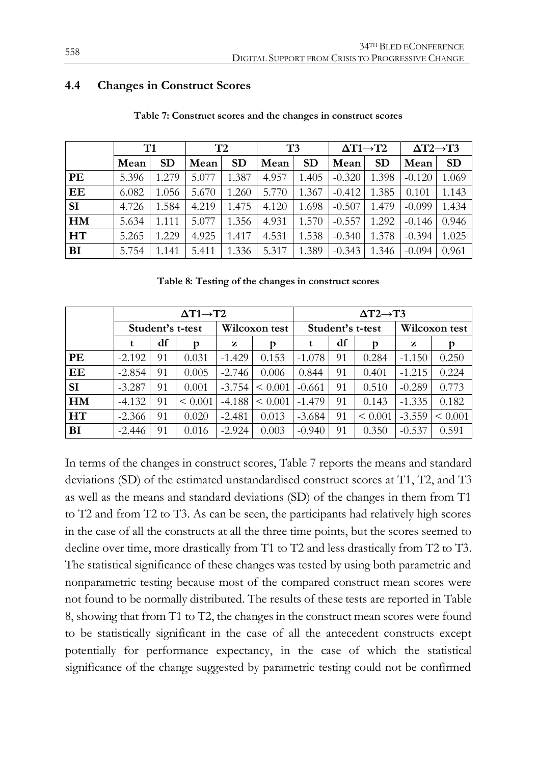### 4.4 Changes in Construct Scores

**Table 7: Construct scores and the changes in construct scores**

| | T1 | | T2 | | T3 | | ΔT1→T2 | | ΔT2→T3 | |
|---|---|---|---|---|---|---|---|---|---|---|
| | **Mean** | **SD** | **Mean** | **SD** | **Mean** | **SD** | **Mean** | **SD** | **Mean** | **SD** |
| **PE** | 5.396 | 1.279 | 5.077 | 1.387 | 4.957 | 1.405 | -0.320 | 1.398 | -0.120 | 1.069 |
| **EE** | 6.082 | 1.056 | 5.670 | 1.260 | 5.770 | 1.367 | -0.412 | 1.385 | 0.101 | 1.143 |
| **SI** | 4.726 | 1.584 | 4.219 | 1.475 | 4.120 | 1.698 | -0.507 | 1.479 | -0.099 | 1.434 |
| **HM** | 5.634 | 1.111 | 5.077 | 1.356 | 4.931 | 1.570 | -0.557 | 1.292 | -0.146 | 0.946 |
| **HT** | 5.265 | 1.229 | 4.925 | 1.417 | 4.531 | 1.538 | -0.340 | 1.378 | -0.394 | 1.025 |
| **BI** | 5.754 | 1.141 | 5.411 | 1.336 | 5.317 | 1.389 | -0.343 | 1.346 | -0.094 | 0.961 |

**Table 8: Testing of the changes in construct scores**

| | ΔT1→T2 | | | | | ΔT2→T3 | | | | |
|---|---|---|---|---|---|---|---|---|---|---|
| | Student's t-test | | | Wilcoxon test | | Student's t-test | | | Wilcoxon test | |
| | **t** | **df** | **p** | **z** | **p** | **t** | **df** | **p** | **z** | **p** |
| **PE** | -2.192 | 91 | 0.031 | -1.429 | 0.153 | -1.078 | 91 | 0.284 | -1.150 | 0.250 |
| **EE** | -2.854 | 91 | 0.005 | -2.746 | 0.006 | 0.844 | 91 | 0.401 | -1.215 | 0.224 |
| **SI** | -3.287 | 91 | 0.001 | -3.754 | < 0.001 | -0.661 | 91 | 0.510 | -0.289 | 0.773 |
| **HM** | -4.132 | 91 | < 0.001 | -4.188 | < 0.001 | -1.479 | 91 | 0.143 | -1.335 | 0.182 |
| **HT** | -2.366 | 91 | 0.020 | -2.481 | 0.013 | -3.684 | 91 | < 0.001 | -3.559 | < 0.001 |
| **BI** | -2.446 | 91 | 0.016 | -2.924 | 0.003 | -0.940 | 91 | 0.350 | -0.537 | 0.591 |

In terms of the changes in construct scores, Table 7 reports the means and standard deviations (SD) of the estimated unstandardised construct scores at T1, T2, and T3 as well as the means and standard deviations (SD) of the changes in them from T1 to T2 and from T2 to T3. As can be seen, the participants had relatively high scores in the case of all the constructs at all the three time points, but the scores seemed to decline over time, more drastically from T1 to T2 and less drastically from T2 to T3. The statistical significance of these changes was tested by using both parametric and nonparametric testing because most of the compared construct mean scores were not found to be normally distributed. The results of these tests are reported in Table 8, showing that from T1 to T2, the changes in the construct mean scores were found to be statistically significant in the case of all the antecedent constructs except potentially for performance expectancy, in the case of which the statistical significance of the change suggested by parametric testing could not be confirmed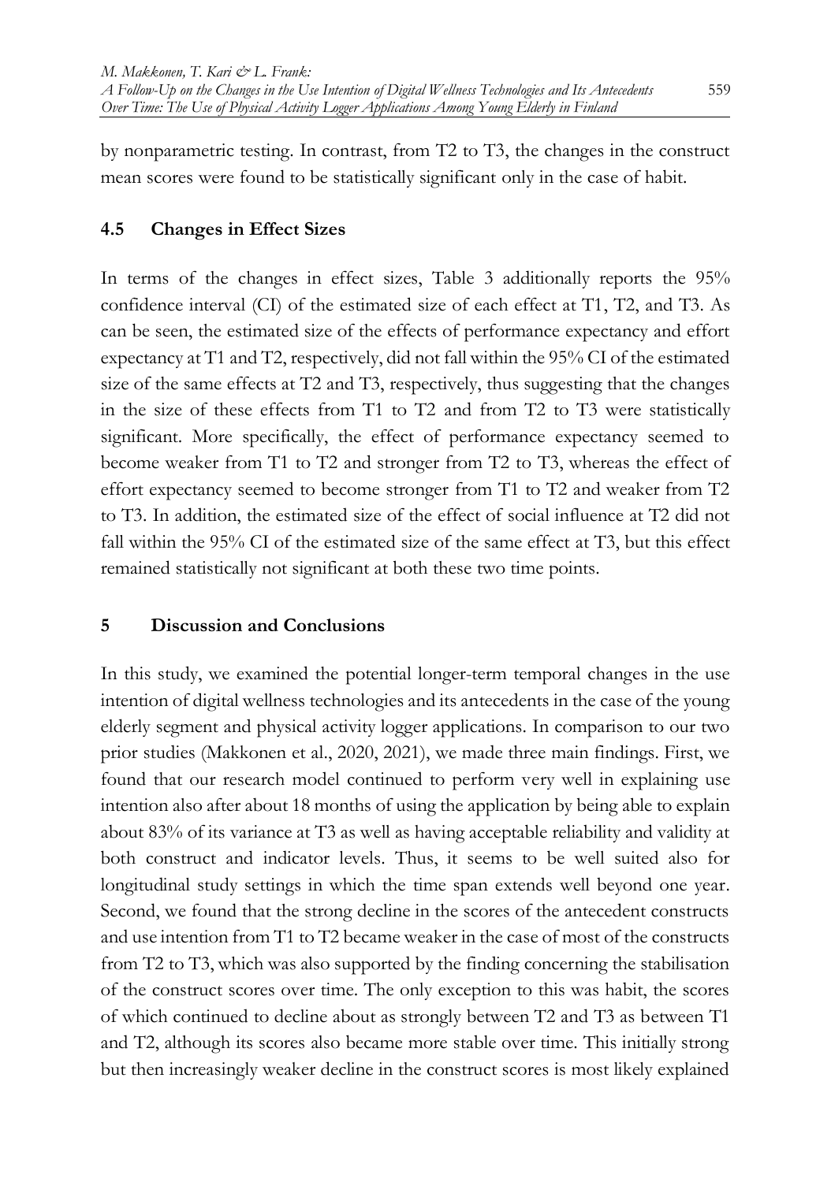by nonparametric testing. In contrast, from T2 to T3, the changes in the construct mean scores were found to be statistically significant only in the case of habit.

### 4.5 Changes in Effect Sizes

In terms of the changes in effect sizes, Table 3 additionally reports the 95% confidence interval (CI) of the estimated size of each effect at T1, T2, and T3. As can be seen, the estimated size of the effects of performance expectancy and effort expectancy at T1 and T2, respectively, did not fall within the 95% CI of the estimated size of the same effects at T2 and T3, respectively, thus suggesting that the changes in the size of these effects from T1 to T2 and from T2 to T3 were statistically significant. More specifically, the effect of performance expectancy seemed to become weaker from T1 to T2 and stronger from T2 to T3, whereas the effect of effort expectancy seemed to become stronger from T1 to T2 and weaker from T2 to T3. In addition, the estimated size of the effect of social influence at T2 did not fall within the 95% CI of the estimated size of the same effect at T3, but this effect remained statistically not significant at both these two time points.

## 5 Discussion and Conclusions

In this study, we examined the potential longer-term temporal changes in the use intention of digital wellness technologies and its antecedents in the case of the young elderly segment and physical activity logger applications. In comparison to our two prior studies (Makkonen et al., 2020, 2021), we made three main findings. First, we found that our research model continued to perform very well in explaining use intention also after about 18 months of using the application by being able to explain about 83% of its variance at T3 as well as having acceptable reliability and validity at both construct and indicator levels. Thus, it seems to be well suited also for longitudinal study settings in which the time span extends well beyond one year. Second, we found that the strong decline in the scores of the antecedent constructs and use intention from T1 to T2 became weaker in the case of most of the constructs from T2 to T3, which was also supported by the finding concerning the stabilisation of the construct scores over time. The only exception to this was habit, the scores of which continued to decline about as strongly between T2 and T3 as between T1 and T2, although its scores also became more stable over time. This initially strong but then increasingly weaker decline in the construct scores is most likely explained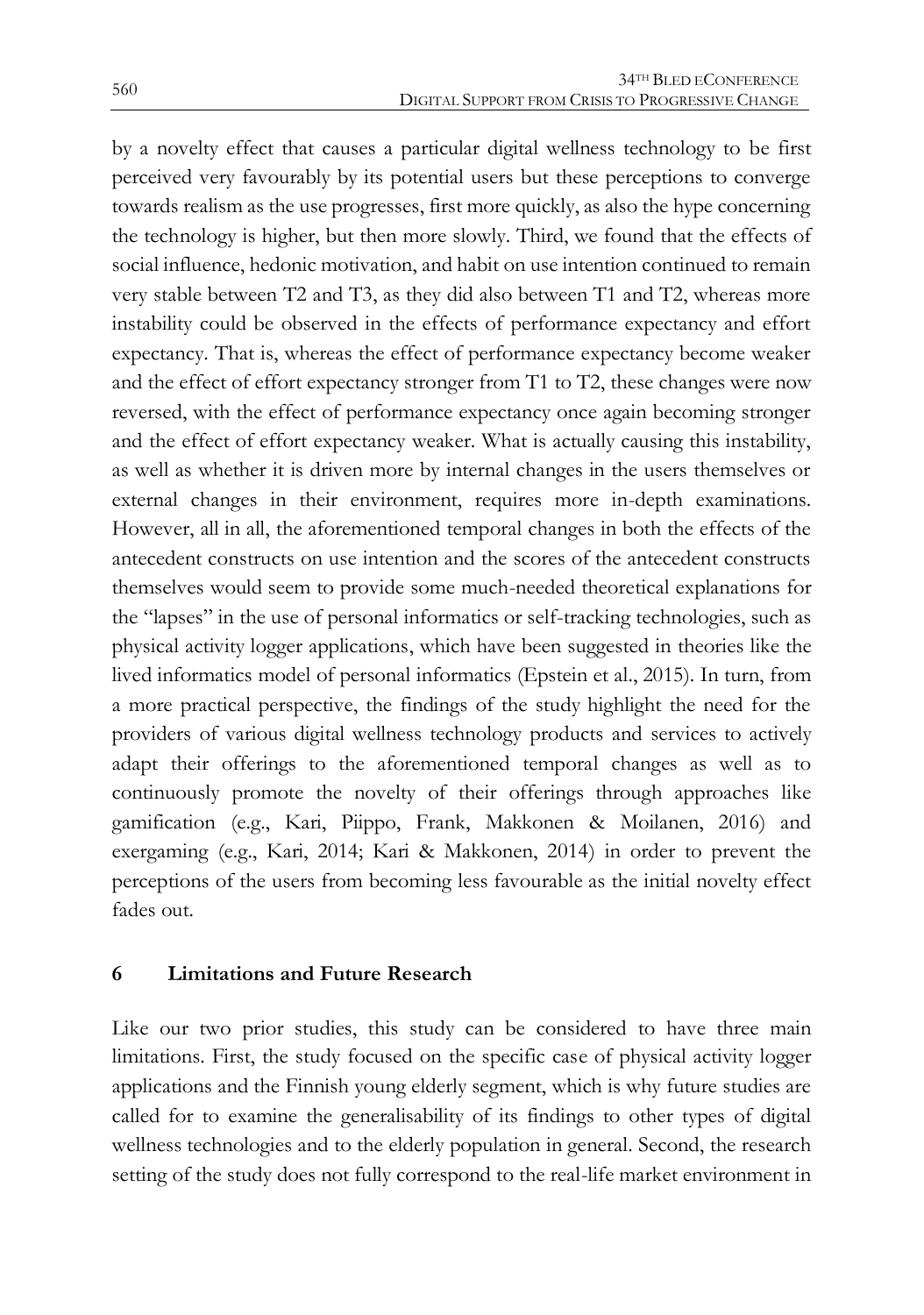by a novelty effect that causes a particular digital wellness technology to be first perceived very favourably by its potential users but these perceptions to converge towards realism as the use progresses, first more quickly, as also the hype concerning the technology is higher, but then more slowly. Third, we found that the effects of social influence, hedonic motivation, and habit on use intention continued to remain very stable between T2 and T3, as they did also between T1 and T2, whereas more instability could be observed in the effects of performance expectancy and effort expectancy. That is, whereas the effect of performance expectancy become weaker and the effect of effort expectancy stronger from T1 to T2, these changes were now reversed, with the effect of performance expectancy once again becoming stronger and the effect of effort expectancy weaker. What is actually causing this instability, as well as whether it is driven more by internal changes in the users themselves or external changes in their environment, requires more in-depth examinations. However, all in all, the aforementioned temporal changes in both the effects of the antecedent constructs on use intention and the scores of the antecedent constructs themselves would seem to provide some much-needed theoretical explanations for the "lapses" in the use of personal informatics or self-tracking technologies, such as physical activity logger applications, which have been suggested in theories like the lived informatics model of personal informatics (Epstein et al., 2015). In turn, from a more practical perspective, the findings of the study highlight the need for the providers of various digital wellness technology products and services to actively adapt their offerings to the aforementioned temporal changes as well as to continuously promote the novelty of their offerings through approaches like gamification (e.g., Kari, Piippo, Frank, Makkonen & Moilanen, 2016) and exergaming (e.g., Kari, 2014; Kari & Makkonen, 2014) in order to prevent the perceptions of the users from becoming less favourable as the initial novelty effect fades out.

## 6 Limitations and Future Research

Like our two prior studies, this study can be considered to have three main limitations. First, the study focused on the specific case of physical activity logger applications and the Finnish young elderly segment, which is why future studies are called for to examine the generalisability of its findings to other types of digital wellness technologies and to the elderly population in general. Second, the research setting of the study does not fully correspond to the real-life market environment in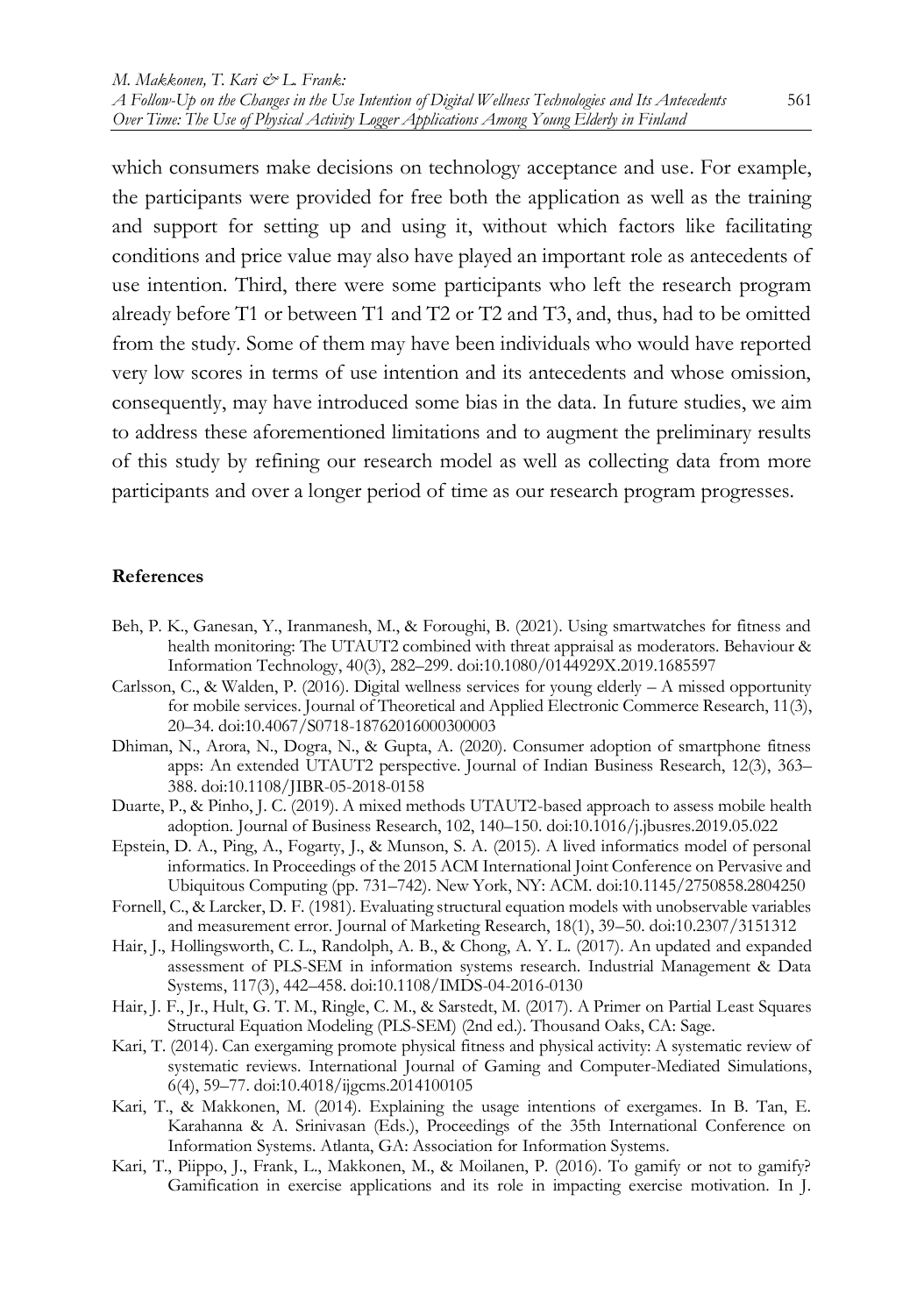which consumers make decisions on technology acceptance and use. For example, the participants were provided for free both the application as well as the training and support for setting up and using it, without which factors like facilitating conditions and price value may also have played an important role as antecedents of use intention. Third, there were some participants who left the research program already before T1 or between T1 and T2 or T2 and T3, and, thus, had to be omitted from the study. Some of them may have been individuals who would have reported very low scores in terms of use intention and its antecedents and whose omission, consequently, may have introduced some bias in the data. In future studies, we aim to address these aforementioned limitations and to augment the preliminary results of this study by refining our research model as well as collecting data from more participants and over a longer period of time as our research program progresses.

## References

Beh, P. K., Ganesan, Y., Iranmanesh, M., & Foroughi, B. (2021). Using smartwatches for fitness and health monitoring: The UTAUT2 combined with threat appraisal as moderators. Behaviour & Information Technology, 40(3), 282–299. doi:10.1080/0144929X.2019.1685597

Carlsson, C., & Walden, P. (2016). Digital wellness services for young elderly – A missed opportunity for mobile services. Journal of Theoretical and Applied Electronic Commerce Research, 11(3), 20–34. doi:10.4067/S0718-18762016000300003

Dhiman, N., Arora, N., Dogra, N., & Gupta, A. (2020). Consumer adoption of smartphone fitness apps: An extended UTAUT2 perspective. Journal of Indian Business Research, 12(3), 363–388. doi:10.1108/JIBR-05-2018-0158

Duarte, P., & Pinho, J. C. (2019). A mixed methods UTAUT2-based approach to assess mobile health adoption. Journal of Business Research, 102, 140–150. doi:10.1016/j.jbusres.2019.05.022

Epstein, D. A., Ping, A., Fogarty, J., & Munson, S. A. (2015). A lived informatics model of personal informatics. In Proceedings of the 2015 ACM International Joint Conference on Pervasive and Ubiquitous Computing (pp. 731–742). New York, NY: ACM. doi:10.1145/2750858.2804250

Fornell, C., & Larcker, D. F. (1981). Evaluating structural equation models with unobservable variables and measurement error. Journal of Marketing Research, 18(1), 39–50. doi:10.2307/3151312

Hair, J., Hollingsworth, C. L., Randolph, A. B., & Chong, A. Y. L. (2017). An updated and expanded assessment of PLS-SEM in information systems research. Industrial Management & Data Systems, 117(3), 442–458. doi:10.1108/IMDS-04-2016-0130

Hair, J. F., Jr., Hult, G. T. M., Ringle, C. M., & Sarstedt, M. (2017). A Primer on Partial Least Squares Structural Equation Modeling (PLS-SEM) (2nd ed.). Thousand Oaks, CA: Sage.

Kari, T. (2014). Can exergaming promote physical fitness and physical activity: A systematic review of systematic reviews. International Journal of Gaming and Computer-Mediated Simulations, 6(4), 59–77. doi:10.4018/ijgcms.2014100105

Kari, T., & Makkonen, M. (2014). Explaining the usage intentions of exergames. In B. Tan, E. Karahanna & A. Srinivasan (Eds.), Proceedings of the 35th International Conference on Information Systems. Atlanta, GA: Association for Information Systems.

Kari, T., Piippo, J., Frank, L., Makkonen, M., & Moilanen, P. (2016). To gamify or not to gamify? Gamification in exercise applications and its role in impacting exercise motivation. In J.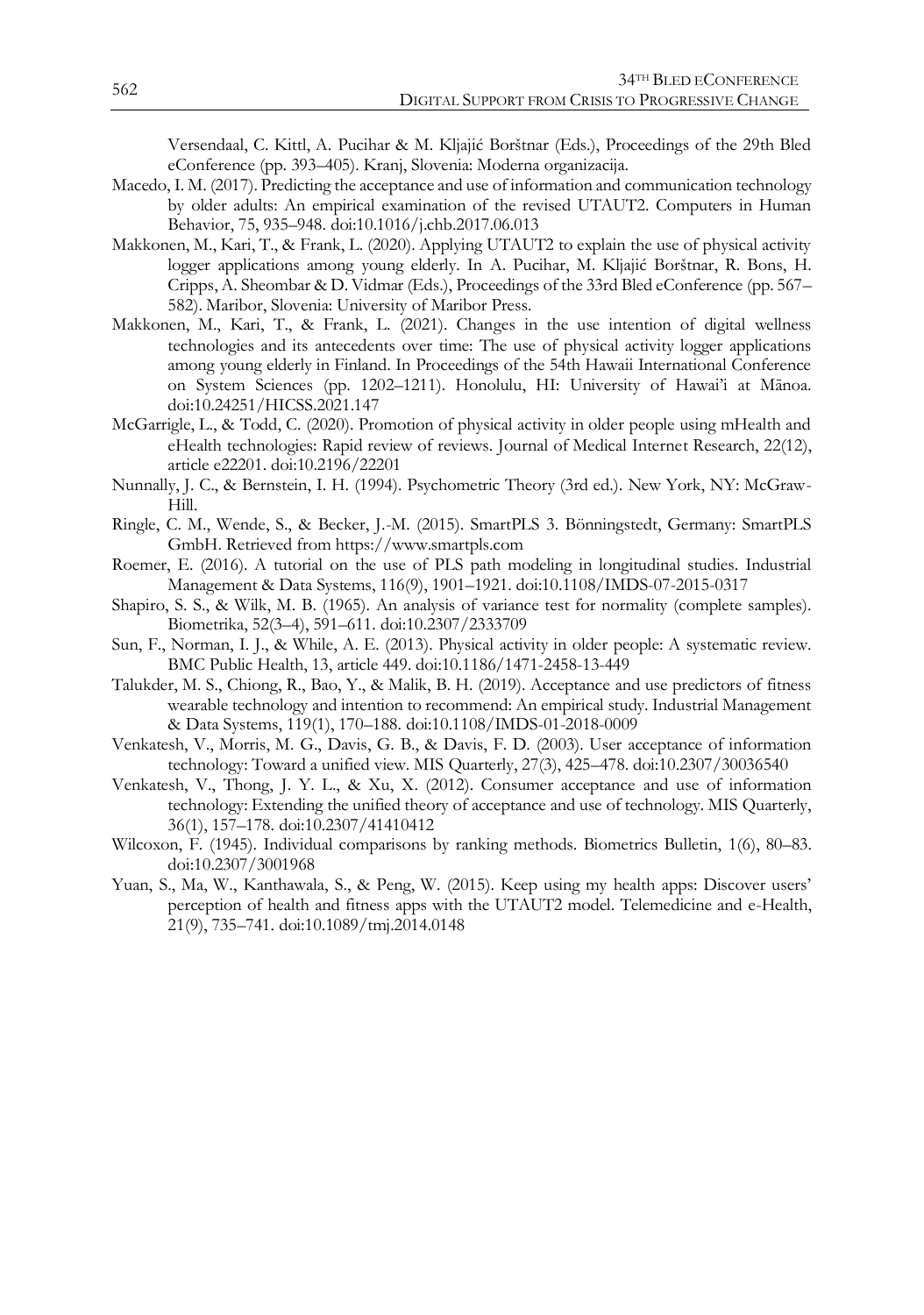Versendaal, C. Kittl, A. Pucihar & M. Kljajić Borštnar (Eds.), Proceedings of the 29th Bled eConference (pp. 393–405). Kranj, Slovenia: Moderna organizacija.

Macedo, I. M. (2017). Predicting the acceptance and use of information and communication technology by older adults: An empirical examination of the revised UTAUT2. Computers in Human Behavior, 75, 935–948. doi:10.1016/j.chb.2017.06.013

Makkonen, M., Kari, T., & Frank, L. (2020). Applying UTAUT2 to explain the use of physical activity logger applications among young elderly. In A. Pucihar, M. Kljajić Borštnar, R. Bons, H. Cripps, A. Sheombar & D. Vidmar (Eds.), Proceedings of the 33rd Bled eConference (pp. 567–582). Maribor, Slovenia: University of Maribor Press.

Makkonen, M., Kari, T., & Frank, L. (2021). Changes in the use intention of digital wellness technologies and its antecedents over time: The use of physical activity logger applications among young elderly in Finland. In Proceedings of the 54th Hawaii International Conference on System Sciences (pp. 1202–1211). Honolulu, HI: University of Hawai'i at Mānoa. doi:10.24251/HICSS.2021.147

McGarrigle, L., & Todd, C. (2020). Promotion of physical activity in older people using mHealth and eHealth technologies: Rapid review of reviews. Journal of Medical Internet Research, 22(12), article e22201. doi:10.2196/22201

Nunnally, J. C., & Bernstein, I. H. (1994). Psychometric Theory (3rd ed.). New York, NY: McGraw-Hill.

Ringle, C. M., Wende, S., & Becker, J.-M. (2015). SmartPLS 3. Bönningstedt, Germany: SmartPLS GmbH. Retrieved from https://www.smartpls.com

Roemer, E. (2016). A tutorial on the use of PLS path modeling in longitudinal studies. Industrial Management & Data Systems, 116(9), 1901–1921. doi:10.1108/IMDS-07-2015-0317

Shapiro, S. S., & Wilk, M. B. (1965). An analysis of variance test for normality (complete samples). Biometrika, 52(3–4), 591–611. doi:10.2307/2333709

Sun, F., Norman, I. J., & While, A. E. (2013). Physical activity in older people: A systematic review. BMC Public Health, 13, article 449. doi:10.1186/1471-2458-13-449

Talukder, M. S., Chiong, R., Bao, Y., & Malik, B. H. (2019). Acceptance and use predictors of fitness wearable technology and intention to recommend: An empirical study. Industrial Management & Data Systems, 119(1), 170–188. doi:10.1108/IMDS-01-2018-0009

Venkatesh, V., Morris, M. G., Davis, G. B., & Davis, F. D. (2003). User acceptance of information technology: Toward a unified view. MIS Quarterly, 27(3), 425–478. doi:10.2307/30036540

Venkatesh, V., Thong, J. Y. L., & Xu, X. (2012). Consumer acceptance and use of information technology: Extending the unified theory of acceptance and use of technology. MIS Quarterly, 36(1), 157–178. doi:10.2307/41410412

Wilcoxon, F. (1945). Individual comparisons by ranking methods. Biometrics Bulletin, 1(6), 80–83. doi:10.2307/3001968

Yuan, S., Ma, W., Kanthawala, S., & Peng, W. (2015). Keep using my health apps: Discover users' perception of health and fitness apps with the UTAUT2 model. Telemedicine and e-Health, 21(9), 735–741. doi:10.1089/tmj.2014.0148